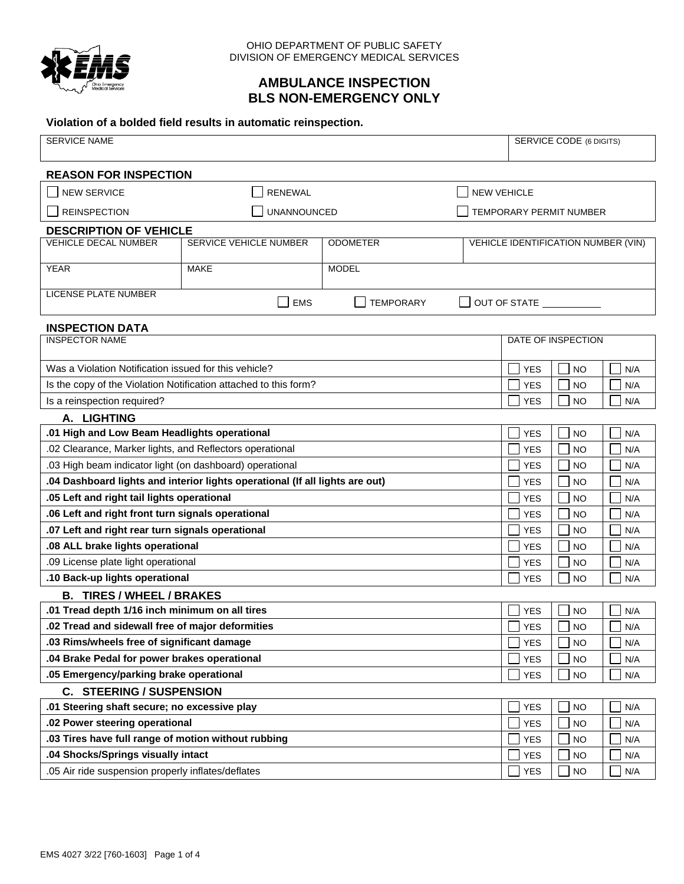OHIO DEPARTMENT OF PUBLIC SAFETY
DIVISION OF EMERGENCY MEDICAL SERVICES

# AMBULANCE INSPECTION
# BLS NON-EMERGENCY ONLY

**Violation of a bolded field results in automatic reinspection.**

| SERVICE NAME | SERVICE CODE (6 DIGITS) |
|---|---|
| | |

## REASON FOR INSPECTION

| | | |
|---|---|---|
| ☐ NEW SERVICE | ☐ RENEWAL | ☐ NEW VEHICLE |
| ☐ REINSPECTION | ☐ UNANNOUNCED | ☐ TEMPORARY PERMIT NUMBER |

## DESCRIPTION OF VEHICLE

| VEHICLE DECAL NUMBER | SERVICE VEHICLE NUMBER | ODOMETER | VEHICLE IDENTIFICATION NUMBER (VIN) |
|---|---|---|---|
| | | | |
| YEAR | MAKE | MODEL | |
| LICENSE PLATE NUMBER | ☐ EMS | ☐ TEMPORARY | ☐ OUT OF STATE ___________ |

## INSPECTION DATA

| INSPECTOR NAME | DATE OF INSPECTION | | |
|---|---|---|---|
| | | | |
| Was a Violation Notification issued for this vehicle? | ☐ YES | ☐ NO | ☐ N/A |
| Is the copy of the Violation Notification attached to this form? | ☐ YES | ☐ NO | ☐ N/A |
| Is a reinspection required? | ☐ YES | ☐ NO | ☐ N/A |

### A. LIGHTING

| Item | YES | NO | N/A |
|---|---|---|---|
| **.01 High and Low Beam Headlights operational** | ☐ YES | ☐ NO | ☐ N/A |
| .02 Clearance, Marker lights, and Reflectors operational | ☐ YES | ☐ NO | ☐ N/A |
| .03 High beam indicator light (on dashboard) operational | ☐ YES | ☐ NO | ☐ N/A |
| **.04 Dashboard lights and interior lights operational (If all lights are out)** | ☐ YES | ☐ NO | ☐ N/A |
| **.05 Left and right tail lights operational** | ☐ YES | ☐ NO | ☐ N/A |
| **.06 Left and right front turn signals operational** | ☐ YES | ☐ NO | ☐ N/A |
| **.07 Left and right rear turn signals operational** | ☐ YES | ☐ NO | ☐ N/A |
| **.08 ALL brake lights operational** | ☐ YES | ☐ NO | ☐ N/A |
| .09 License plate light operational | ☐ YES | ☐ NO | ☐ N/A |
| **.10 Back-up lights operational** | ☐ YES | ☐ NO | ☐ N/A |

### B. TIRES / WHEEL / BRAKES

| Item | YES | NO | N/A |
|---|---|---|---|
| **.01 Tread depth 1/16 inch minimum on all tires** | ☐ YES | ☐ NO | ☐ N/A |
| **.02 Tread and sidewall free of major deformities** | ☐ YES | ☐ NO | ☐ N/A |
| **.03 Rims/wheels free of significant damage** | ☐ YES | ☐ NO | ☐ N/A |
| **.04 Brake Pedal for power brakes operational** | ☐ YES | ☐ NO | ☐ N/A |
| **.05 Emergency/parking brake operational** | ☐ YES | ☐ NO | ☐ N/A |

### C. STEERING / SUSPENSION

| Item | YES | NO | N/A |
|---|---|---|---|
| **.01 Steering shaft secure; no excessive play** | ☐ YES | ☐ NO | ☐ N/A |
| **.02 Power steering operational** | ☐ YES | ☐ NO | ☐ N/A |
| **.03 Tires have full range of motion without rubbing** | ☐ YES | ☐ NO | ☐ N/A |
| **.04 Shocks/Springs visually intact** | ☐ YES | ☐ NO | ☐ N/A |
| .05 Air ride suspension properly inflates/deflates | ☐ YES | ☐ NO | ☐ N/A |

EMS 4027 3/22 [760-1603]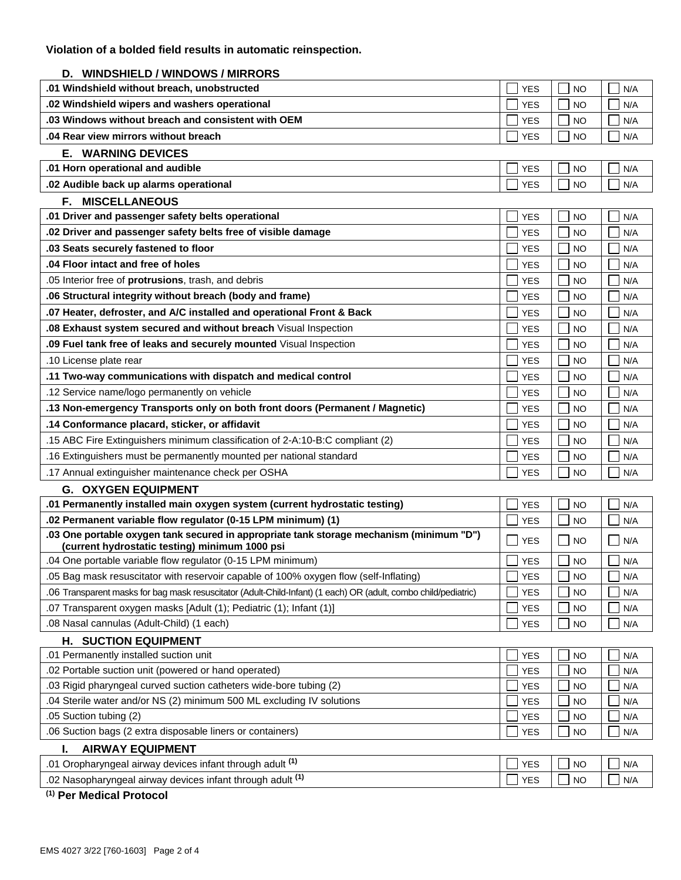**Violation of a bolded field results in automatic reinspection.**

### D. WINDSHIELD / WINDOWS / MIRRORS

| Item | YES | NO | N/A |
|---|---|---|---|
| **.01 Windshield without breach, unobstructed** | ☐ YES | ☐ NO | ☐ N/A |
| **.02 Windshield wipers and washers operational** | ☐ YES | ☐ NO | ☐ N/A |
| **.03 Windows without breach and consistent with OEM** | ☐ YES | ☐ NO | ☐ N/A |
| **.04 Rear view mirrors without breach** | ☐ YES | ☐ NO | ☐ N/A |

### E. WARNING DEVICES

| Item | YES | NO | N/A |
|---|---|---|---|
| **.01 Horn operational and audible** | ☐ YES | ☐ NO | ☐ N/A |
| **.02 Audible back up alarms operational** | ☐ YES | ☐ NO | ☐ N/A |

### F. MISCELLANEOUS

| Item | YES | NO | N/A |
|---|---|---|---|
| **.01 Driver and passenger safety belts operational** | ☐ YES | ☐ NO | ☐ N/A |
| **.02 Driver and passenger safety belts free of visible damage** | ☐ YES | ☐ NO | ☐ N/A |
| **.03 Seats securely fastened to floor** | ☐ YES | ☐ NO | ☐ N/A |
| **.04 Floor intact and free of holes** | ☐ YES | ☐ NO | ☐ N/A |
| .05 Interior free of **protrusions**, trash, and debris | ☐ YES | ☐ NO | ☐ N/A |
| **.06 Structural integrity without breach (body and frame)** | ☐ YES | ☐ NO | ☐ N/A |
| **.07 Heater, defroster, and A/C installed and operational Front & Back** | ☐ YES | ☐ NO | ☐ N/A |
| **.08 Exhaust system secured and without breach** Visual Inspection | ☐ YES | ☐ NO | ☐ N/A |
| **.09 Fuel tank free of leaks and securely mounted** Visual Inspection | ☐ YES | ☐ NO | ☐ N/A |
| .10 License plate rear | ☐ YES | ☐ NO | ☐ N/A |
| **.11 Two-way communications with dispatch and medical control** | ☐ YES | ☐ NO | ☐ N/A |
| .12 Service name/logo permanently on vehicle | ☐ YES | ☐ NO | ☐ N/A |
| **.13 Non-emergency Transports only on both front doors (Permanent / Magnetic)** | ☐ YES | ☐ NO | ☐ N/A |
| **.14 Conformance placard, sticker, or affidavit** | ☐ YES | ☐ NO | ☐ N/A |
| .15 ABC Fire Extinguishers minimum classification of 2-A:10-B:C compliant (2) | ☐ YES | ☐ NO | ☐ N/A |
| .16 Extinguishers must be permanently mounted per national standard | ☐ YES | ☐ NO | ☐ N/A |
| .17 Annual extinguisher maintenance check per OSHA | ☐ YES | ☐ NO | ☐ N/A |

### G. OXYGEN EQUIPMENT

| Item | YES | NO | N/A |
|---|---|---|---|
| **.01 Permanently installed main oxygen system (current hydrostatic testing)** | ☐ YES | ☐ NO | ☐ N/A |
| **.02 Permanent variable flow regulator (0-15 LPM minimum) (1)** | ☐ YES | ☐ NO | ☐ N/A |
| **.03 One portable oxygen tank secured in appropriate tank storage mechanism (minimum "D") (current hydrostatic testing) minimum 1000 psi** | ☐ YES | ☐ NO | ☐ N/A |
| .04 One portable variable flow regulator (0-15 LPM minimum) | ☐ YES | ☐ NO | ☐ N/A |
| .05 Bag mask resuscitator with reservoir capable of 100% oxygen flow (self-Inflating) | ☐ YES | ☐ NO | ☐ N/A |
| .06 Transparent masks for bag mask resuscitator (Adult-Child-Infant) (1 each) OR (adult, combo child/pediatric) | ☐ YES | ☐ NO | ☐ N/A |
| .07 Transparent oxygen masks [Adult (1); Pediatric (1); Infant (1)] | ☐ YES | ☐ NO | ☐ N/A |
| .08 Nasal cannulas (Adult-Child) (1 each) | ☐ YES | ☐ NO | ☐ N/A |

### H. SUCTION EQUIPMENT

| Item | YES | NO | N/A |
|---|---|---|---|
| .01 Permanently installed suction unit | ☐ YES | ☐ NO | ☐ N/A |
| .02 Portable suction unit (powered or hand operated) | ☐ YES | ☐ NO | ☐ N/A |
| .03 Rigid pharyngeal curved suction catheters wide-bore tubing (2) | ☐ YES | ☐ NO | ☐ N/A |
| .04 Sterile water and/or NS (2) minimum 500 ML excluding IV solutions | ☐ YES | ☐ NO | ☐ N/A |
| .05 Suction tubing (2) | ☐ YES | ☐ NO | ☐ N/A |
| .06 Suction bags (2 extra disposable liners or containers) | ☐ YES | ☐ NO | ☐ N/A |

### I. AIRWAY EQUIPMENT

| Item | YES | NO | N/A |
|---|---|---|---|
| .01 Oropharyngeal airway devices infant through adult [(1)] | ☐ YES | ☐ NO | ☐ N/A |
| .02 Nasopharyngeal airway devices infant through adult [(1)] | ☐ YES | ☐ NO | ☐ N/A |

**[(1)] Per Medical Protocol**

EMS 4027 3/22 [760-1603]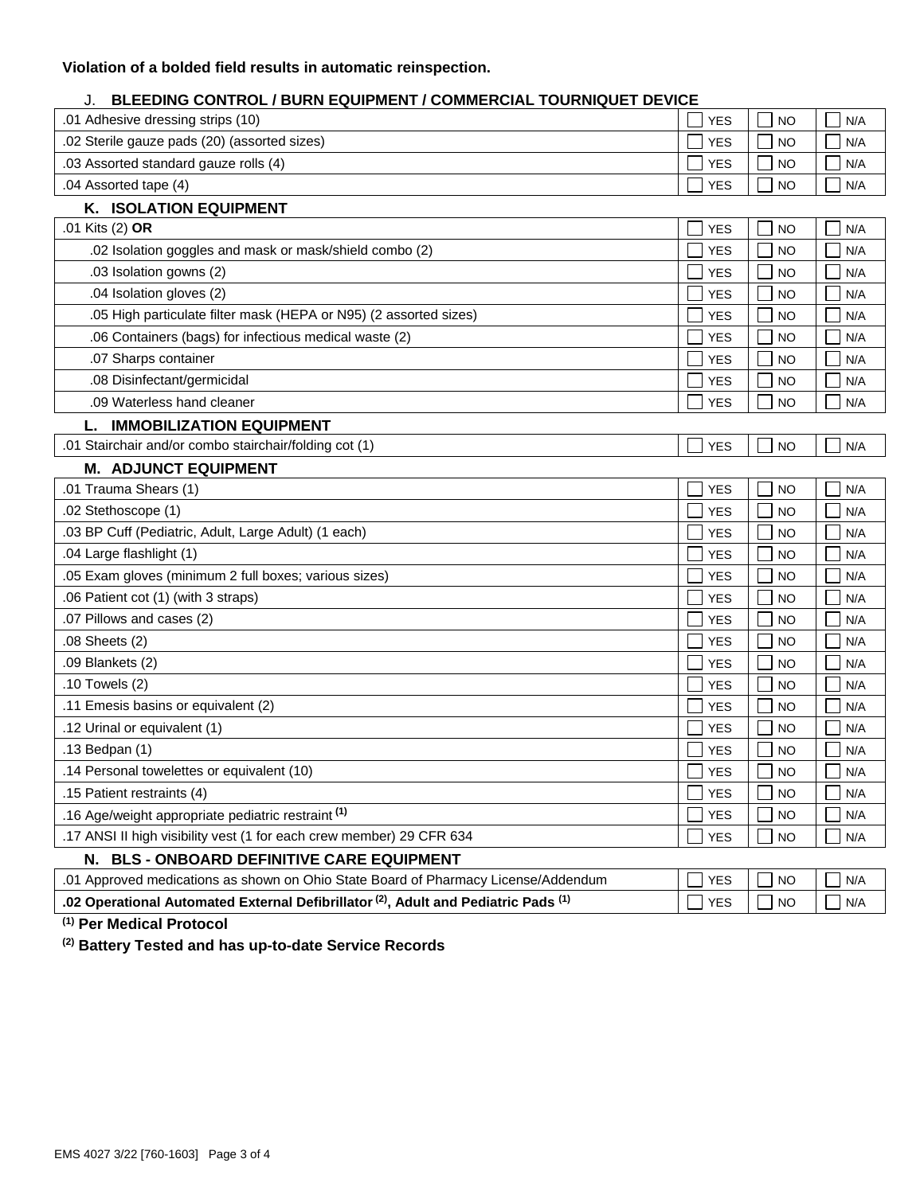**Violation of a bolded field results in automatic reinspection.**

### J. BLEEDING CONTROL / BURN EQUIPMENT / COMMERCIAL TOURNIQUET DEVICE

| Item | YES | NO | N/A |
|---|---|---|---|
| .01 Adhesive dressing strips (10) | ☐ YES | ☐ NO | ☐ N/A |
| .02 Sterile gauze pads (20) (assorted sizes) | ☐ YES | ☐ NO | ☐ N/A |
| .03 Assorted standard gauze rolls (4) | ☐ YES | ☐ NO | ☐ N/A |
| .04 Assorted tape (4) | ☐ YES | ☐ NO | ☐ N/A |

### K. ISOLATION EQUIPMENT

| Item | YES | NO | N/A |
|---|---|---|---|
| .01 Kits (2) **OR** | ☐ YES | ☐ NO | ☐ N/A |
| .02 Isolation goggles and mask or mask/shield combo (2) | ☐ YES | ☐ NO | ☐ N/A |
| .03 Isolation gowns (2) | ☐ YES | ☐ NO | ☐ N/A |
| .04 Isolation gloves (2) | ☐ YES | ☐ NO | ☐ N/A |
| .05 High particulate filter mask (HEPA or N95) (2 assorted sizes) | ☐ YES | ☐ NO | ☐ N/A |
| .06 Containers (bags) for infectious medical waste (2) | ☐ YES | ☐ NO | ☐ N/A |
| .07 Sharps container | ☐ YES | ☐ NO | ☐ N/A |
| .08 Disinfectant/germicidal | ☐ YES | ☐ NO | ☐ N/A |
| .09 Waterless hand cleaner | ☐ YES | ☐ NO | ☐ N/A |

### L. IMMOBILIZATION EQUIPMENT

| Item | YES | NO | N/A |
|---|---|---|---|
| .01 Stairchair and/or combo stairchair/folding cot (1) | ☐ YES | ☐ NO | ☐ N/A |

### M. ADJUNCT EQUIPMENT

| Item | YES | NO | N/A |
|---|---|---|---|
| .01 Trauma Shears (1) | ☐ YES | ☐ NO | ☐ N/A |
| .02 Stethoscope (1) | ☐ YES | ☐ NO | ☐ N/A |
| .03 BP Cuff (Pediatric, Adult, Large Adult) (1 each) | ☐ YES | ☐ NO | ☐ N/A |
| .04 Large flashlight (1) | ☐ YES | ☐ NO | ☐ N/A |
| .05 Exam gloves (minimum 2 full boxes; various sizes) | ☐ YES | ☐ NO | ☐ N/A |
| .06 Patient cot (1) (with 3 straps) | ☐ YES | ☐ NO | ☐ N/A |
| .07 Pillows and cases (2) | ☐ YES | ☐ NO | ☐ N/A |
| .08 Sheets (2) | ☐ YES | ☐ NO | ☐ N/A |
| .09 Blankets (2) | ☐ YES | ☐ NO | ☐ N/A |
| .10 Towels (2) | ☐ YES | ☐ NO | ☐ N/A |
| .11 Emesis basins or equivalent (2) | ☐ YES | ☐ NO | ☐ N/A |
| .12 Urinal or equivalent (1) | ☐ YES | ☐ NO | ☐ N/A |
| .13 Bedpan (1) | ☐ YES | ☐ NO | ☐ N/A |
| .14 Personal towelettes or equivalent (10) | ☐ YES | ☐ NO | ☐ N/A |
| .15 Patient restraints (4) | ☐ YES | ☐ NO | ☐ N/A |
| .16 Age/weight appropriate pediatric restraint (1) | ☐ YES | ☐ NO | ☐ N/A |
| .17 ANSI II high visibility vest (1 for each crew member) 29 CFR 634 | ☐ YES | ☐ NO | ☐ N/A |

### N. BLS - ONBOARD DEFINITIVE CARE EQUIPMENT

| Item | YES | NO | N/A |
|---|---|---|---|
| .01 Approved medications as shown on Ohio State Board of Pharmacy License/Addendum | ☐ YES | ☐ NO | ☐ N/A |
| **.02 Operational Automated External Defibrillator (2), Adult and Pediatric Pads (1)** | ☐ YES | ☐ NO | ☐ N/A |

**(1) Per Medical Protocol**

**(2) Battery Tested and has up-to-date Service Records**

EMS 4027 3/22 [760-1603]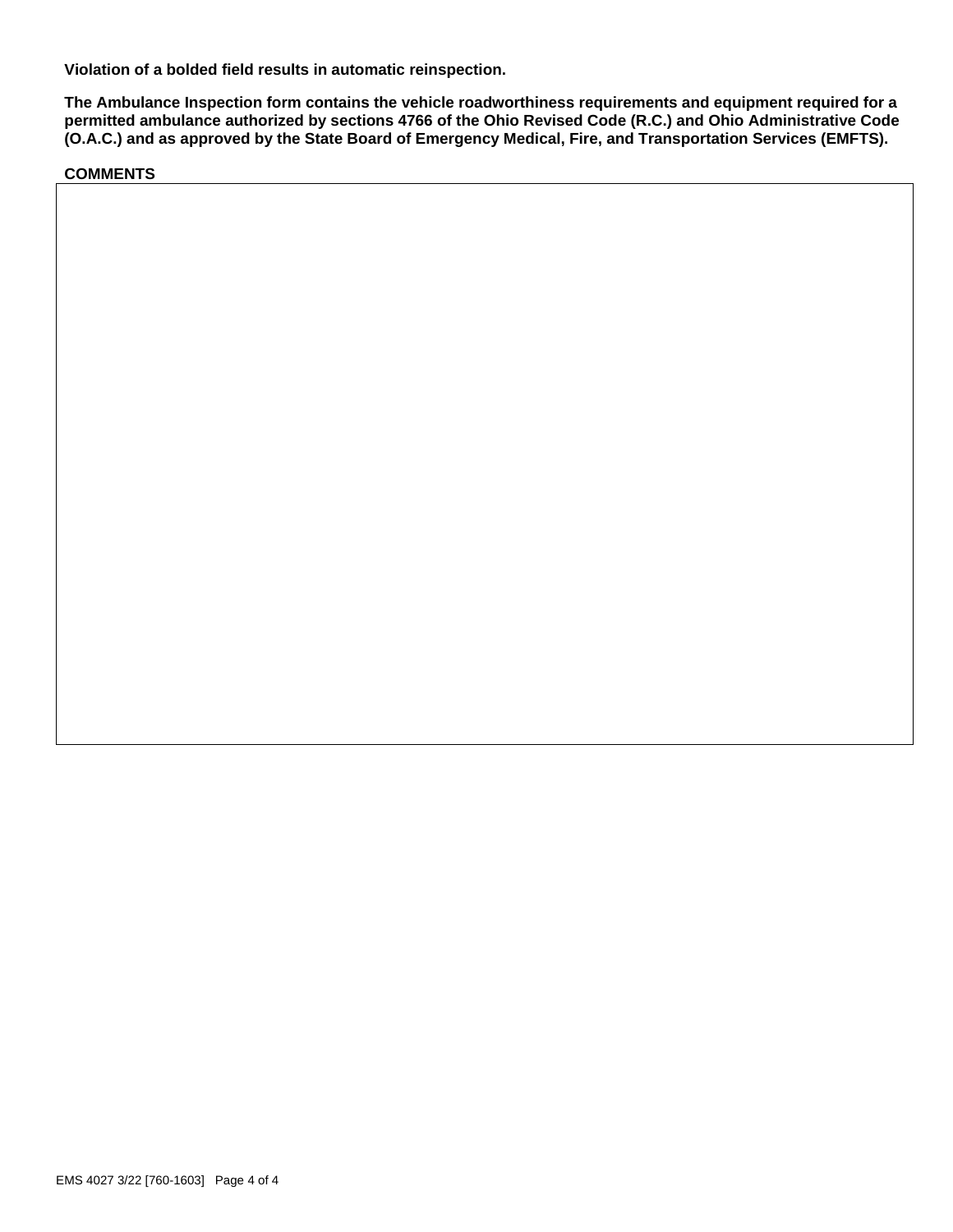**Violation of a bolded field results in automatic reinspection.**

**The Ambulance Inspection form contains the vehicle roadworthiness requirements and equipment required for a permitted ambulance authorized by sections 4766 of the Ohio Revised Code (R.C.) and Ohio Administrative Code (O.A.C.) and as approved by the State Board of Emergency Medical, Fire, and Transportation Services (EMFTS).**

**COMMENTS**

EMS 4027 3/22 [760-1603]